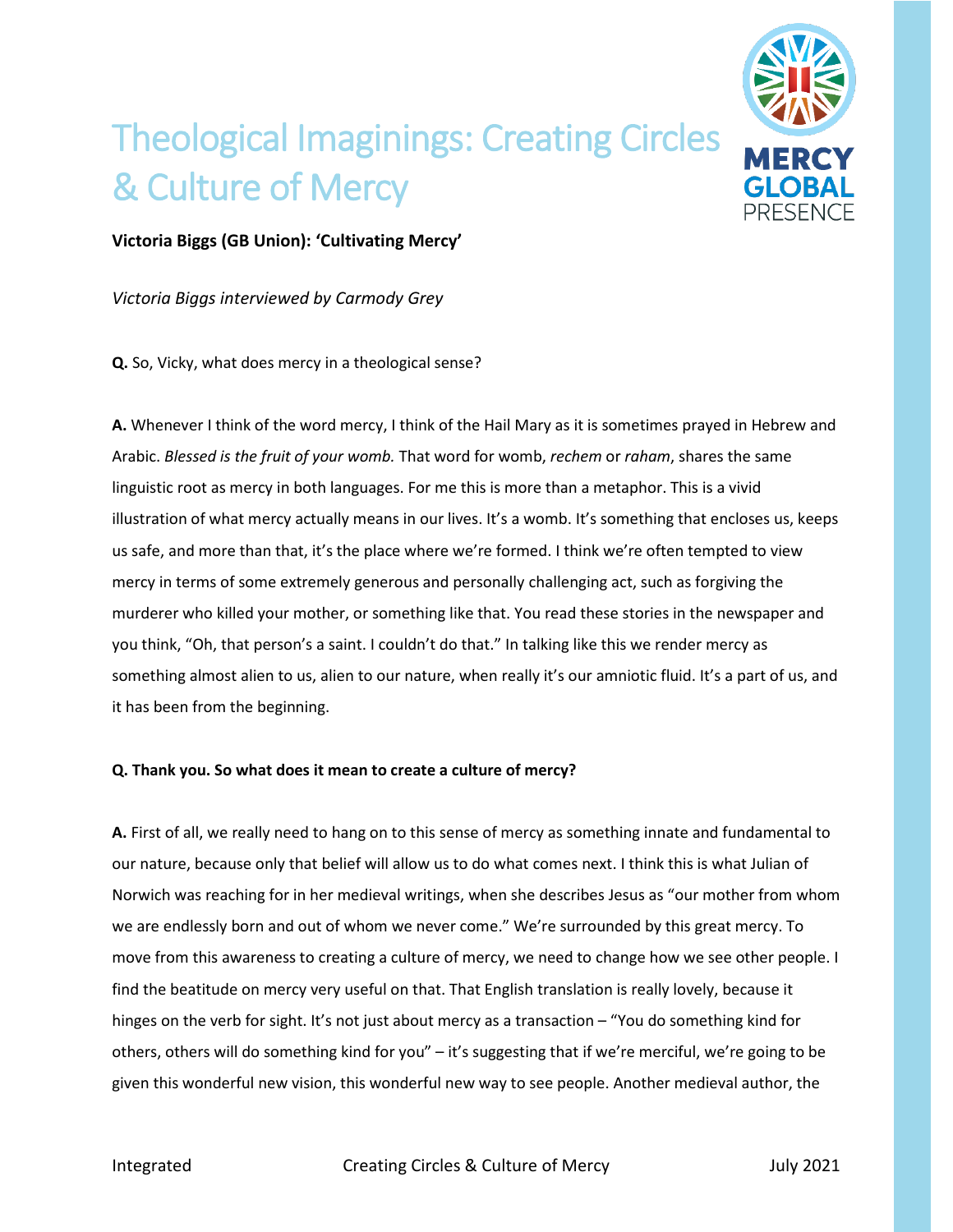# Theological Imaginings: Creating Circles & Culture of Mercy

**Victoria Biggs (GB Union): 'Cultivating Mercy'**

*Victoria Biggs interviewed by Carmody Grey*

**Q.** So, Vicky, what does mercy in a theological sense?

**A.** Whenever I think of the word mercy, I think of the Hail Mary as it is sometimes prayed in Hebrew and Arabic. *Blessed is the fruit of your womb.* That word for womb, *rechem* or *raham*, shares the same linguistic root as mercy in both languages. For me this is more than a metaphor. This is a vivid illustration of what mercy actually means in our lives. It's a womb. It's something that encloses us, keeps us safe, and more than that, it's the place where we're formed. I think we're often tempted to view mercy in terms of some extremely generous and personally challenging act, such as forgiving the murderer who killed your mother, or something like that. You read these stories in the newspaper and you think, "Oh, that person's a saint. I couldn't do that." In talking like this we render mercy as something almost alien to us, alien to our nature, when really it's our amniotic fluid. It's a part of us, and it has been from the beginning.

**Q. Thank you. So what does it mean to create a culture of mercy?**

**A.** First of all, we really need to hang on to this sense of mercy as something innate and fundamental to our nature, because only that belief will allow us to do what comes next. I think this is what Julian of Norwich was reaching for in her medieval writings, when she describes Jesus as "our mother from whom we are endlessly born and out of whom we never come." We're surrounded by this great mercy. To move from this awareness to creating a culture of mercy, we need to change how we see other people. I find the beatitude on mercy very useful on that. That English translation is really lovely, because it hinges on the verb for sight. It's not just about mercy as a transaction – "You do something kind for others, others will do something kind for you" – it's suggesting that if we're merciful, we're going to be given this wonderful new vision, this wonderful new way to see people. Another medieval author, the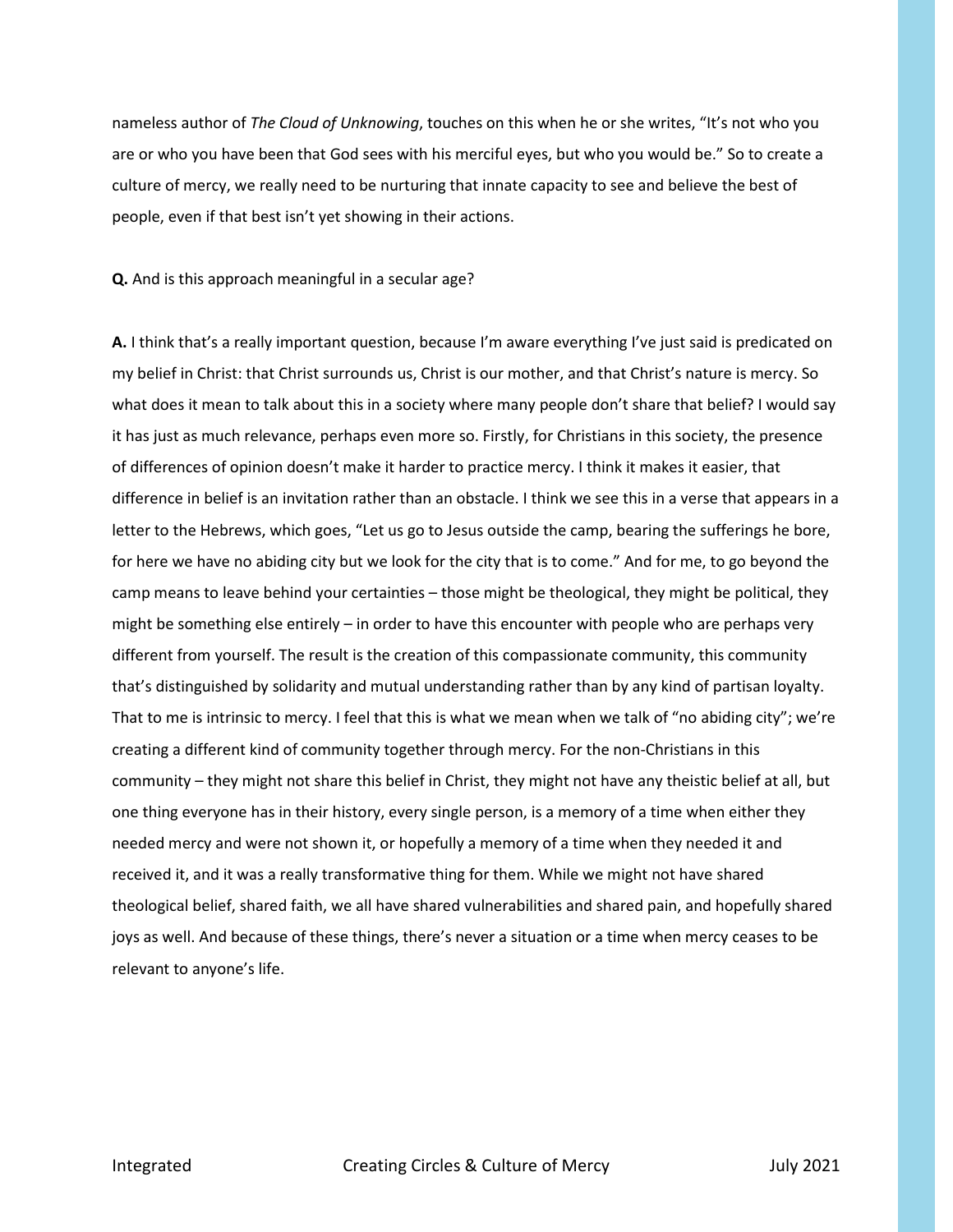nameless author of *The Cloud of Unknowing*, touches on this when he or she writes, "It's not who you are or who you have been that God sees with his merciful eyes, but who you would be." So to create a culture of mercy, we really need to be nurturing that innate capacity to see and believe the best of people, even if that best isn't yet showing in their actions.

**Q.** And is this approach meaningful in a secular age?

**A.** I think that's a really important question, because I'm aware everything I've just said is predicated on my belief in Christ: that Christ surrounds us, Christ is our mother, and that Christ's nature is mercy. So what does it mean to talk about this in a society where many people don't share that belief? I would say it has just as much relevance, perhaps even more so. Firstly, for Christians in this society, the presence of differences of opinion doesn't make it harder to practice mercy. I think it makes it easier, that difference in belief is an invitation rather than an obstacle. I think we see this in a verse that appears in a letter to the Hebrews, which goes, "Let us go to Jesus outside the camp, bearing the sufferings he bore, for here we have no abiding city but we look for the city that is to come." And for me, to go beyond the camp means to leave behind your certainties – those might be theological, they might be political, they might be something else entirely – in order to have this encounter with people who are perhaps very different from yourself. The result is the creation of this compassionate community, this community that's distinguished by solidarity and mutual understanding rather than by any kind of partisan loyalty. That to me is intrinsic to mercy. I feel that this is what we mean when we talk of "no abiding city"; we're creating a different kind of community together through mercy. For the non-Christians in this community – they might not share this belief in Christ, they might not have any theistic belief at all, but one thing everyone has in their history, every single person, is a memory of a time when either they needed mercy and were not shown it, or hopefully a memory of a time when they needed it and received it, and it was a really transformative thing for them. While we might not have shared theological belief, shared faith, we all have shared vulnerabilities and shared pain, and hopefully shared joys as well. And because of these things, there's never a situation or a time when mercy ceases to be relevant to anyone's life.